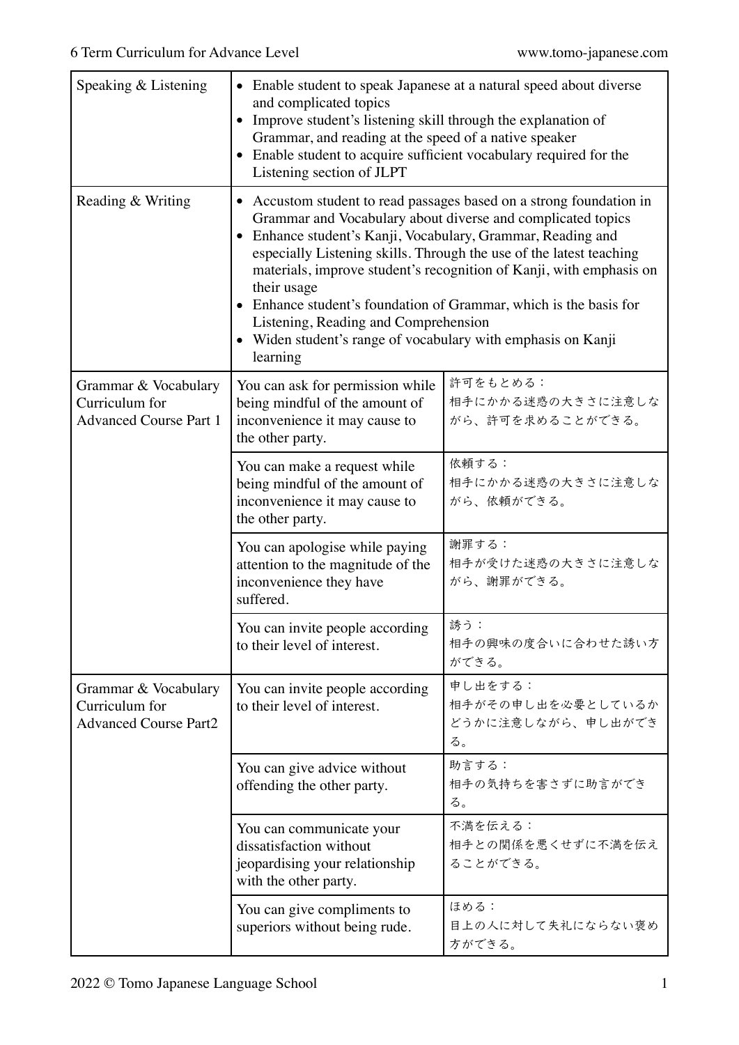| | | |
|---|---|---|
| Speaking & Listening | • Enable student to speak Japanese at a natural speed about diverse and complicated topics<br>• Improve student's listening skill through the explanation of Grammar, and reading at the speed of a native speaker<br>• Enable student to acquire sufficient vocabulary required for the Listening section of JLPT | |
| Reading & Writing | • Accustom student to read passages based on a strong foundation in Grammar and Vocabulary about diverse and complicated topics<br>• Enhance student's Kanji, Vocabulary, Grammar, Reading and especially Listening skills. Through the use of the latest teaching materials, improve student's recognition of Kanji, with emphasis on their usage<br>• Enhance student's foundation of Grammar, which is the basis for Listening, Reading and Comprehension<br>• Widen student's range of vocabulary with emphasis on Kanji learning | |
| Grammar & Vocabulary Curriculum for Advanced Course Part 1 | You can ask for permission while being mindful of the amount of inconvenience it may cause to the other party. | 許可をもとめる：<br>相手にかかる迷惑の大きさに注意しながら、許可を求めることができる。 |
| | You can make a request while being mindful of the amount of inconvenience it may cause to the other party. | 依頼する：<br>相手にかかる迷惑の大きさに注意しながら、依頼ができる。 |
| | You can apologise while paying attention to the magnitude of the inconvenience they have suffered. | 謝罪する：<br>相手が受けた迷惑の大きさに注意しながら、謝罪ができる。 |
| | You can invite people according to their level of interest. | 誘う：<br>相手の興味の度合いに合わせた誘い方ができる。 |
| Grammar & Vocabulary Curriculum for Advanced Course Part2 | You can invite people according to their level of interest. | 申し出をする：<br>相手がその申し出を必要としているかどうかに注意しながら、申し出ができる。 |
| | You can give advice without offending the other party. | 助言する：<br>相手の気持ちを害さずに助言ができる。 |
| | You can communicate your dissatisfaction without jeopardising your relationship with the other party. | 不満を伝える：<br>相手との関係を悪くせずに不満を伝えることができる。 |
| | You can give compliments to superiors without being rude. | ほめる：<br>目上の人に対して失礼にならない褒め方ができる。 |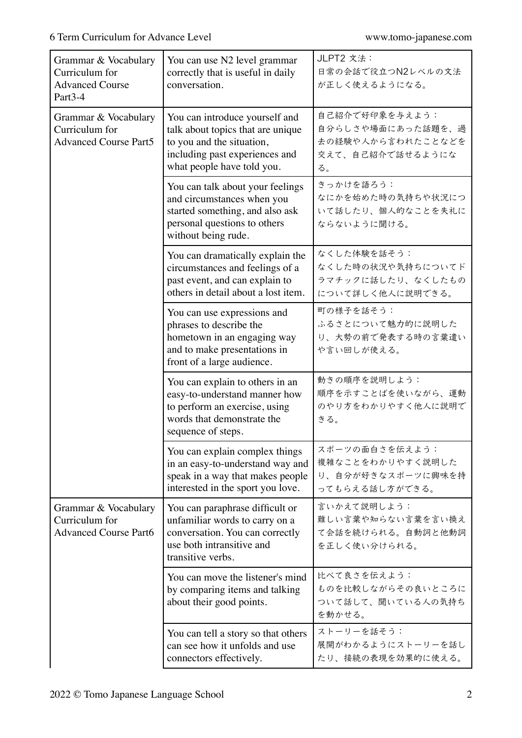| | | |
|---|---|---|
| Grammar & Vocabulary Curriculum for Advanced Course Part3-4 | You can use N2 level grammar correctly that is useful in daily conversation. | JLPT2 文法：<br>日常の会話で役立つN2レベルの文法が正しく使えるようになる。 |
| Grammar & Vocabulary Curriculum for Advanced Course Part5 | You can introduce yourself and talk about topics that are unique to you and the situation, including past experiences and what people have told you. | 自己紹介で好印象を与えよう：<br>自分らしさや場面にあった話題を、過去の経験や人から言われたことなどを交えて、自己紹介で話せるようになる。 |
| | You can talk about your feelings and circumstances when you started something, and also ask personal questions to others without being rude. | きっかけを語ろう：<br>なにかを始めた時の気持ちや状況について話したり、個人的なことを失礼にならないように聞ける。 |
| | You can dramatically explain the circumstances and feelings of a past event, and can explain to others in detail about a lost item. | なくした体験を話そう：<br>なくした時の状況や気持ちについてドラマチックに話したり、なくしたものについて詳しく他人に説明できる。 |
| | You can use expressions and phrases to describe the hometown in an engaging way and to make presentations in front of a large audience. | 町の様子を話そう：<br>ふるさとについて魅力的に説明したり、大勢の前で発表する時の言葉遣いや言い回しが使える。 |
| | You can explain to others in an easy-to-understand manner how to perform an exercise, using words that demonstrate the sequence of steps. | 動きの順序を説明しよう：<br>順序を示すことばを使いながら、運動のやり方をわかりやすく他人に説明できる。 |
| | You can explain complex things in an easy-to-understand way and speak in a way that makes people interested in the sport you love. | スポーツの面白さを伝えよう：<br>複雑なことをわかりやすく説明したり、自分が好きなスポーツに興味を持ってもらえる話し方ができる。 |
| Grammar & Vocabulary Curriculum for Advanced Course Part6 | You can paraphrase difficult or unfamiliar words to carry on a conversation. You can correctly use both intransitive and transitive verbs. | 言いかえて説明しよう：<br>難しい言葉や知らない言葉を言い換えて会話を続けられる。自動詞と他動詞を正しく使い分けられる。 |
| | You can move the listener's mind by comparing items and talking about their good points. | 比べて良さを伝えよう：<br>ものを比較しながらその良いところについて話して、聞いている人の気持ちを動かせる。 |
| | You can tell a story so that others can see how it unfolds and use connectors effectively. | ストーリーを話そう：<br>展開がわかるようにストーリーを話したり、接続の表現を効果的に使える。 |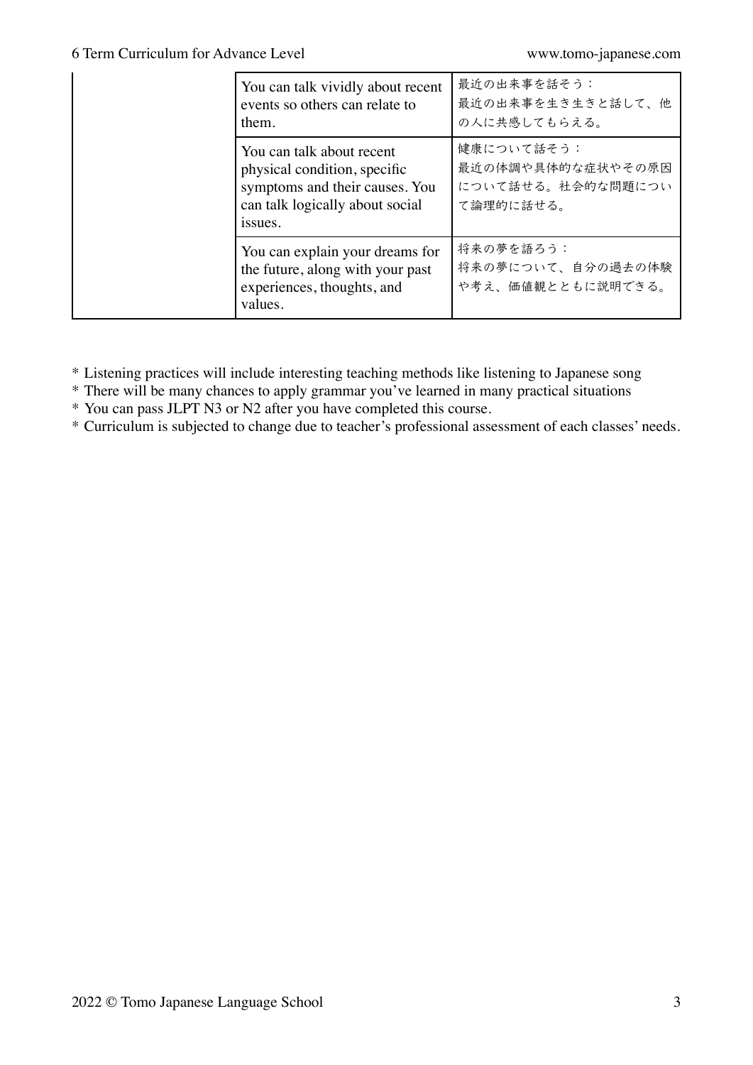| | | |
|---|---|---|
| | You can talk vividly about recent events so others can relate to them. | 最近の出来事を話そう：<br>最近の出来事を生き生きと話して、他の人に共感してもらえる。 |
| | You can talk about recent physical condition, specific symptoms and their causes. You can talk logically about social issues. | 健康について話そう：<br>最近の体調や具体的な症状やその原因について話せる。社会的な問題について論理的に話せる。 |
| | You can explain your dreams for the future, along with your past experiences, thoughts, and values. | 将来の夢を語ろう：<br>将来の夢について、自分の過去の体験や考え、価値観とともに説明できる。 |

\* Listening practices will include interesting teaching methods like listening to Japanese song
\* There will be many chances to apply grammar you've learned in many practical situations
\* You can pass JLPT N3 or N2 after you have completed this course.
\* Curriculum is subjected to change due to teacher's professional assessment of each classes' needs.